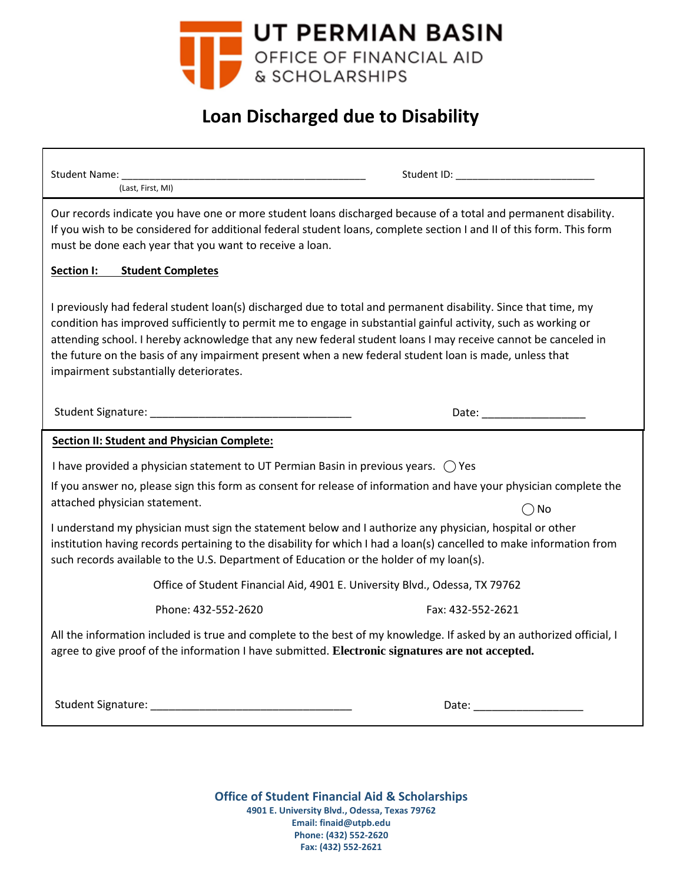# UT PERMIAN BASIN

OFFICE OF FINANCIAL AID & SCHOLARSHIPS

## Loan Discharged due to Disability

Student Name: ___________________________________________ Student ID: ________________________
(Last, First, MI)

Our records indicate you have one or more student loans discharged because of a total and permanent disability. If you wish to be considered for additional federal student loans, complete section I and II of this form. This form must be done each year that you want to receive a loan.

**Section I: Student Completes**

I previously had federal student loan(s) discharged due to total and permanent disability. Since that time, my condition has improved sufficiently to permit me to engage in substantial gainful activity, such as working or attending school. I hereby acknowledge that any new federal student loans I may receive cannot be canceled in the future on the basis of any impairment present when a new federal student loan is made, unless that impairment substantially deteriorates.

Student Signature: _________________________________ Date: _________________

**Section II: Student and Physician Complete:**

I have provided a physician statement to UT Permian Basin in previous years. ◯ Yes ◯ No

If you answer no, please sign this form as consent for release of information and have your physician complete the attached physician statement.

I understand my physician must sign the statement below and I authorize any physician, hospital or other institution having records pertaining to the disability for which I had a loan(s) cancelled to make information from such records available to the U.S. Department of Education or the holder of my loan(s).

Office of Student Financial Aid, 4901 E. University Blvd., Odessa, TX 79762

Phone: 432-552-2620 Fax: 432-552-2621

All the information included is true and complete to the best of my knowledge. If asked by an authorized official, I agree to give proof of the information I have submitted. **Electronic signatures are not accepted.**

Student Signature: _________________________________ Date: __________________

**Office of Student Financial Aid & Scholarships**
**4901 E. University Blvd., Odessa, Texas 79762**
**Email: finaid@utpb.edu**
**Phone: (432) 552-2620**
**Fax: (432) 552-2621**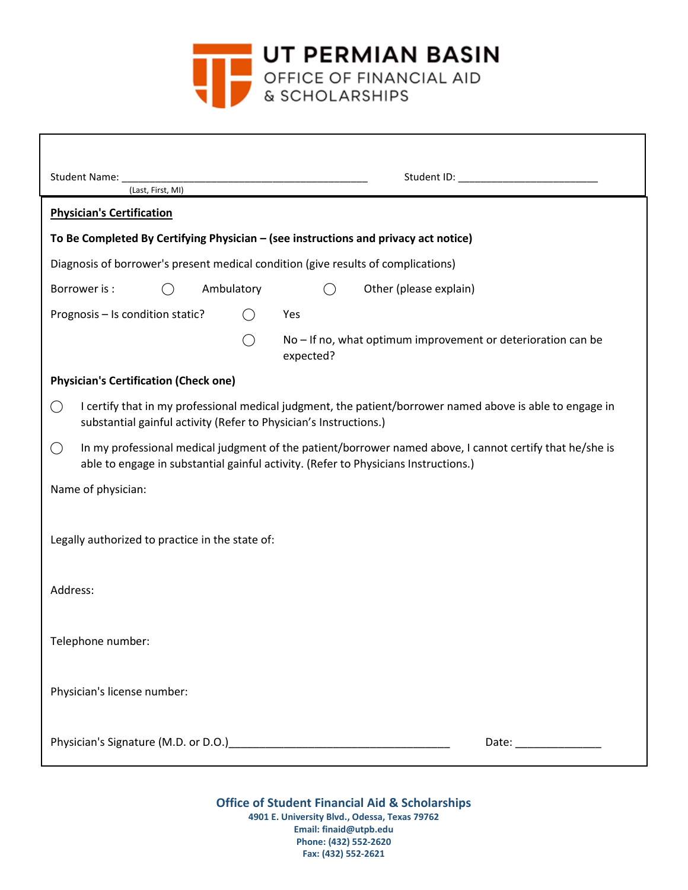# UT PERMIAN BASIN
## OFFICE OF FINANCIAL AID & SCHOLARSHIPS

Student Name: ____________________________________________ Student ID: _________________________
(Last, First, MI)

**Physician's Certification**

**To Be Completed By Certifying Physician – (see instructions and privacy act notice)**

Diagnosis of borrower's present medical condition (give results of complications)

Borrower is : ◯ Ambulatory ◯ Other (please explain)

Prognosis – Is condition static? ◯ Yes

◯ No – If no, what optimum improvement or deterioration can be expected?

**Physician's Certification (Check one)**

◯ I certify that in my professional medical judgment, the patient/borrower named above is able to engage in substantial gainful activity (Refer to Physician's Instructions.)

◯ In my professional medical judgment of the patient/borrower named above, I cannot certify that he/she is able to engage in substantial gainful activity. (Refer to Physicians Instructions.)

Name of physician:

Legally authorized to practice in the state of:

Address:

Telephone number:

Physician's license number:

Physician's Signature (M.D. or D.O.)____________________________________ Date: ______________

**Office of Student Financial Aid & Scholarships**
**4901 E. University Blvd., Odessa, Texas 79762**
**Email: finaid@utpb.edu**
**Phone: (432) 552-2620**
**Fax: (432) 552-2621**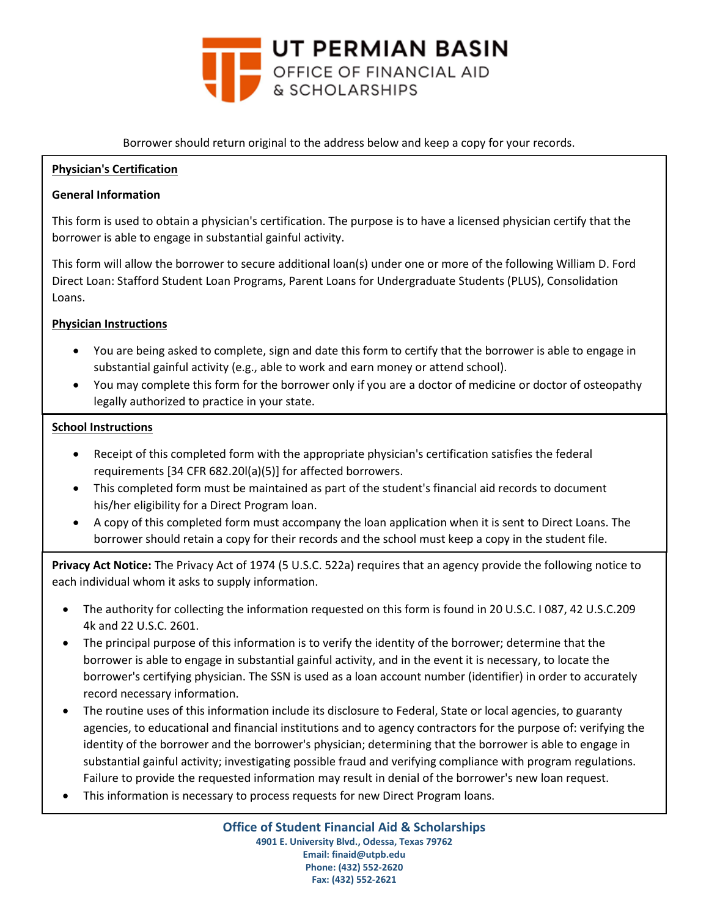UT PERMIAN BASIN
OFFICE OF FINANCIAL AID
& SCHOLARSHIPS

Borrower should return original to the address below and keep a copy for your records.

**Physician's Certification**

**General Information**

This form is used to obtain a physician's certification. The purpose is to have a licensed physician certify that the borrower is able to engage in substantial gainful activity.

This form will allow the borrower to secure additional loan(s) under one or more of the following William D. Ford Direct Loan: Stafford Student Loan Programs, Parent Loans for Undergraduate Students (PLUS), Consolidation Loans.

**Physician Instructions**

- You are being asked to complete, sign and date this form to certify that the borrower is able to engage in substantial gainful activity (e.g., able to work and earn money or attend school).
- You may complete this form for the borrower only if you are a doctor of medicine or doctor of osteopathy legally authorized to practice in your state.

**School Instructions**

- Receipt of this completed form with the appropriate physician's certification satisfies the federal requirements [34 CFR 682.20l(a)(5)] for affected borrowers.
- This completed form must be maintained as part of the student's financial aid records to document his/her eligibility for a Direct Program loan.
- A copy of this completed form must accompany the loan application when it is sent to Direct Loans. The borrower should retain a copy for their records and the school must keep a copy in the student file.

**Privacy Act Notice:** The Privacy Act of 1974 (5 U.S.C. 522a) requires that an agency provide the following notice to each individual whom it asks to supply information.

- The authority for collecting the information requested on this form is found in 20 U.S.C. I 087, 42 U.S.C.209 4k and 22 U.S.C. 2601.
- The principal purpose of this information is to verify the identity of the borrower; determine that the borrower is able to engage in substantial gainful activity, and in the event it is necessary, to locate the borrower's certifying physician. The SSN is used as a loan account number (identifier) in order to accurately record necessary information.
- The routine uses of this information include its disclosure to Federal, State or local agencies, to guaranty agencies, to educational and financial institutions and to agency contractors for the purpose of: verifying the identity of the borrower and the borrower's physician; determining that the borrower is able to engage in substantial gainful activity; investigating possible fraud and verifying compliance with program regulations. Failure to provide the requested information may result in denial of the borrower's new loan request.
- This information is necessary to process requests for new Direct Program loans.

**Office of Student Financial Aid & Scholarships**
**4901 E. University Blvd., Odessa, Texas 79762**
**Email: finaid@utpb.edu**
**Phone: (432) 552-2620**
**Fax: (432) 552-2621**